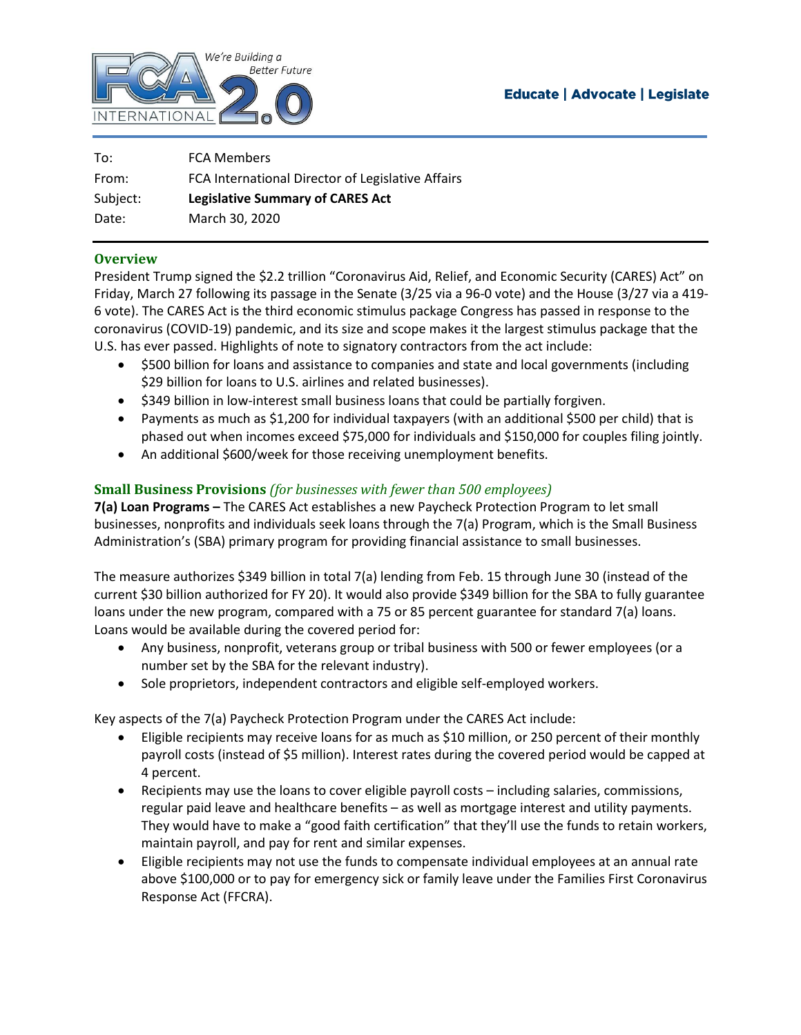Educate | Advocate | Legislate

| | |
|---|---|
| To: | FCA Members |
| From: | FCA International Director of Legislative Affairs |
| Subject: | **Legislative Summary of CARES Act** |
| Date: | March 30, 2020 |

## Overview

President Trump signed the $2.2 trillion "Coronavirus Aid, Relief, and Economic Security (CARES) Act" on Friday, March 27 following its passage in the Senate (3/25 via a 96-0 vote) and the House (3/27 via a 419-6 vote). The CARES Act is the third economic stimulus package Congress has passed in response to the coronavirus (COVID-19) pandemic, and its size and scope makes it the largest stimulus package that the U.S. has ever passed. Highlights of note to signatory contractors from the act include:

- $500 billion for loans and assistance to companies and state and local governments (including $29 billion for loans to U.S. airlines and related businesses).
- $349 billion in low-interest small business loans that could be partially forgiven.
- Payments as much as $1,200 for individual taxpayers (with an additional $500 per child) that is phased out when incomes exceed $75,000 for individuals and $150,000 for couples filing jointly.
- An additional $600/week for those receiving unemployment benefits.

## Small Business Provisions *(for businesses with fewer than 500 employees)*

**7(a) Loan Programs –** The CARES Act establishes a new Paycheck Protection Program to let small businesses, nonprofits and individuals seek loans through the 7(a) Program, which is the Small Business Administration's (SBA) primary program for providing financial assistance to small businesses.

The measure authorizes $349 billion in total 7(a) lending from Feb. 15 through June 30 (instead of the current $30 billion authorized for FY 20). It would also provide $349 billion for the SBA to fully guarantee loans under the new program, compared with a 75 or 85 percent guarantee for standard 7(a) loans. Loans would be available during the covered period for:

- Any business, nonprofit, veterans group or tribal business with 500 or fewer employees (or a number set by the SBA for the relevant industry).
- Sole proprietors, independent contractors and eligible self-employed workers.

Key aspects of the 7(a) Paycheck Protection Program under the CARES Act include:

- Eligible recipients may receive loans for as much as $10 million, or 250 percent of their monthly payroll costs (instead of $5 million). Interest rates during the covered period would be capped at 4 percent.
- Recipients may use the loans to cover eligible payroll costs – including salaries, commissions, regular paid leave and healthcare benefits – as well as mortgage interest and utility payments. They would have to make a "good faith certification" that they'll use the funds to retain workers, maintain payroll, and pay for rent and similar expenses.
- Eligible recipients may not use the funds to compensate individual employees at an annual rate above $100,000 or to pay for emergency sick or family leave under the Families First Coronavirus Response Act (FFCRA).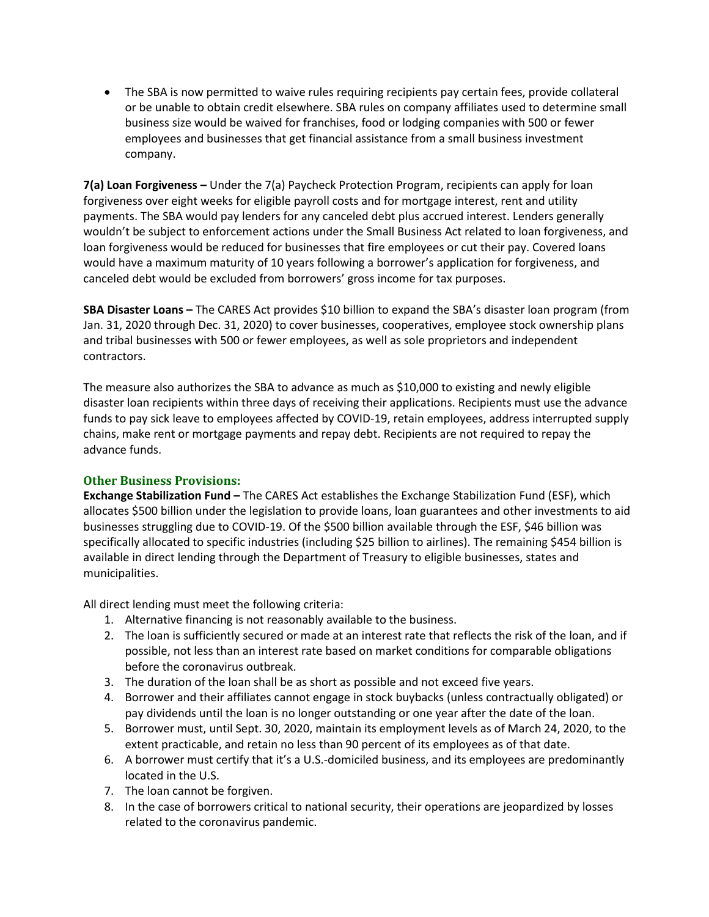- The SBA is now permitted to waive rules requiring recipients pay certain fees, provide collateral or be unable to obtain credit elsewhere. SBA rules on company affiliates used to determine small business size would be waived for franchises, food or lodging companies with 500 or fewer employees and businesses that get financial assistance from a small business investment company.

**7(a) Loan Forgiveness –** Under the 7(a) Paycheck Protection Program, recipients can apply for loan forgiveness over eight weeks for eligible payroll costs and for mortgage interest, rent and utility payments. The SBA would pay lenders for any canceled debt plus accrued interest. Lenders generally wouldn't be subject to enforcement actions under the Small Business Act related to loan forgiveness, and loan forgiveness would be reduced for businesses that fire employees or cut their pay. Covered loans would have a maximum maturity of 10 years following a borrower's application for forgiveness, and canceled debt would be excluded from borrowers' gross income for tax purposes.

**SBA Disaster Loans –** The CARES Act provides $10 billion to expand the SBA's disaster loan program (from Jan. 31, 2020 through Dec. 31, 2020) to cover businesses, cooperatives, employee stock ownership plans and tribal businesses with 500 or fewer employees, as well as sole proprietors and independent contractors.

The measure also authorizes the SBA to advance as much as $10,000 to existing and newly eligible disaster loan recipients within three days of receiving their applications. Recipients must use the advance funds to pay sick leave to employees affected by COVID-19, retain employees, address interrupted supply chains, make rent or mortgage payments and repay debt. Recipients are not required to repay the advance funds.

### Other Business Provisions:

**Exchange Stabilization Fund –** The CARES Act establishes the Exchange Stabilization Fund (ESF), which allocates $500 billion under the legislation to provide loans, loan guarantees and other investments to aid businesses struggling due to COVID-19. Of the $500 billion available through the ESF, $46 billion was specifically allocated to specific industries (including $25 billion to airlines). The remaining $454 billion is available in direct lending through the Department of Treasury to eligible businesses, states and municipalities.

All direct lending must meet the following criteria:

1. Alternative financing is not reasonably available to the business.
2. The loan is sufficiently secured or made at an interest rate that reflects the risk of the loan, and if possible, not less than an interest rate based on market conditions for comparable obligations before the coronavirus outbreak.
3. The duration of the loan shall be as short as possible and not exceed five years.
4. Borrower and their affiliates cannot engage in stock buybacks (unless contractually obligated) or pay dividends until the loan is no longer outstanding or one year after the date of the loan.
5. Borrower must, until Sept. 30, 2020, maintain its employment levels as of March 24, 2020, to the extent practicable, and retain no less than 90 percent of its employees as of that date.
6. A borrower must certify that it's a U.S.-domiciled business, and its employees are predominantly located in the U.S.
7. The loan cannot be forgiven.
8. In the case of borrowers critical to national security, their operations are jeopardized by losses related to the coronavirus pandemic.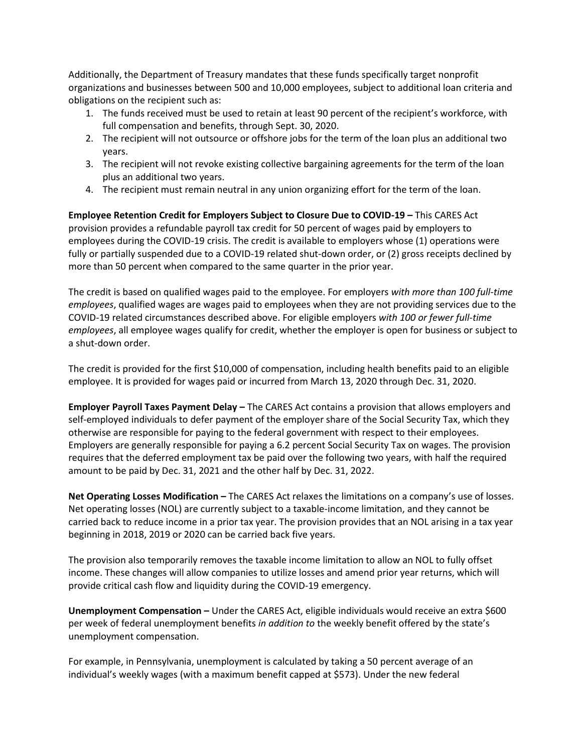Additionally, the Department of Treasury mandates that these funds specifically target nonprofit organizations and businesses between 500 and 10,000 employees, subject to additional loan criteria and obligations on the recipient such as:

1. The funds received must be used to retain at least 90 percent of the recipient's workforce, with full compensation and benefits, through Sept. 30, 2020.
2. The recipient will not outsource or offshore jobs for the term of the loan plus an additional two years.
3. The recipient will not revoke existing collective bargaining agreements for the term of the loan plus an additional two years.
4. The recipient must remain neutral in any union organizing effort for the term of the loan.

**Employee Retention Credit for Employers Subject to Closure Due to COVID-19 –** This CARES Act provision provides a refundable payroll tax credit for 50 percent of wages paid by employers to employees during the COVID-19 crisis. The credit is available to employers whose (1) operations were fully or partially suspended due to a COVID-19 related shut-down order, or (2) gross receipts declined by more than 50 percent when compared to the same quarter in the prior year.

The credit is based on qualified wages paid to the employee. For employers *with more than 100 full-time employees*, qualified wages are wages paid to employees when they are not providing services due to the COVID-19 related circumstances described above. For eligible employers *with 100 or fewer full-time employees*, all employee wages qualify for credit, whether the employer is open for business or subject to a shut-down order.

The credit is provided for the first $10,000 of compensation, including health benefits paid to an eligible employee. It is provided for wages paid or incurred from March 13, 2020 through Dec. 31, 2020.

**Employer Payroll Taxes Payment Delay –** The CARES Act contains a provision that allows employers and self-employed individuals to defer payment of the employer share of the Social Security Tax, which they otherwise are responsible for paying to the federal government with respect to their employees. Employers are generally responsible for paying a 6.2 percent Social Security Tax on wages. The provision requires that the deferred employment tax be paid over the following two years, with half the required amount to be paid by Dec. 31, 2021 and the other half by Dec. 31, 2022.

**Net Operating Losses Modification –** The CARES Act relaxes the limitations on a company's use of losses. Net operating losses (NOL) are currently subject to a taxable-income limitation, and they cannot be carried back to reduce income in a prior tax year. The provision provides that an NOL arising in a tax year beginning in 2018, 2019 or 2020 can be carried back five years.

The provision also temporarily removes the taxable income limitation to allow an NOL to fully offset income. These changes will allow companies to utilize losses and amend prior year returns, which will provide critical cash flow and liquidity during the COVID-19 emergency.

**Unemployment Compensation –** Under the CARES Act, eligible individuals would receive an extra $600 per week of federal unemployment benefits *in addition to* the weekly benefit offered by the state's unemployment compensation.

For example, in Pennsylvania, unemployment is calculated by taking a 50 percent average of an individual's weekly wages (with a maximum benefit capped at $573). Under the new federal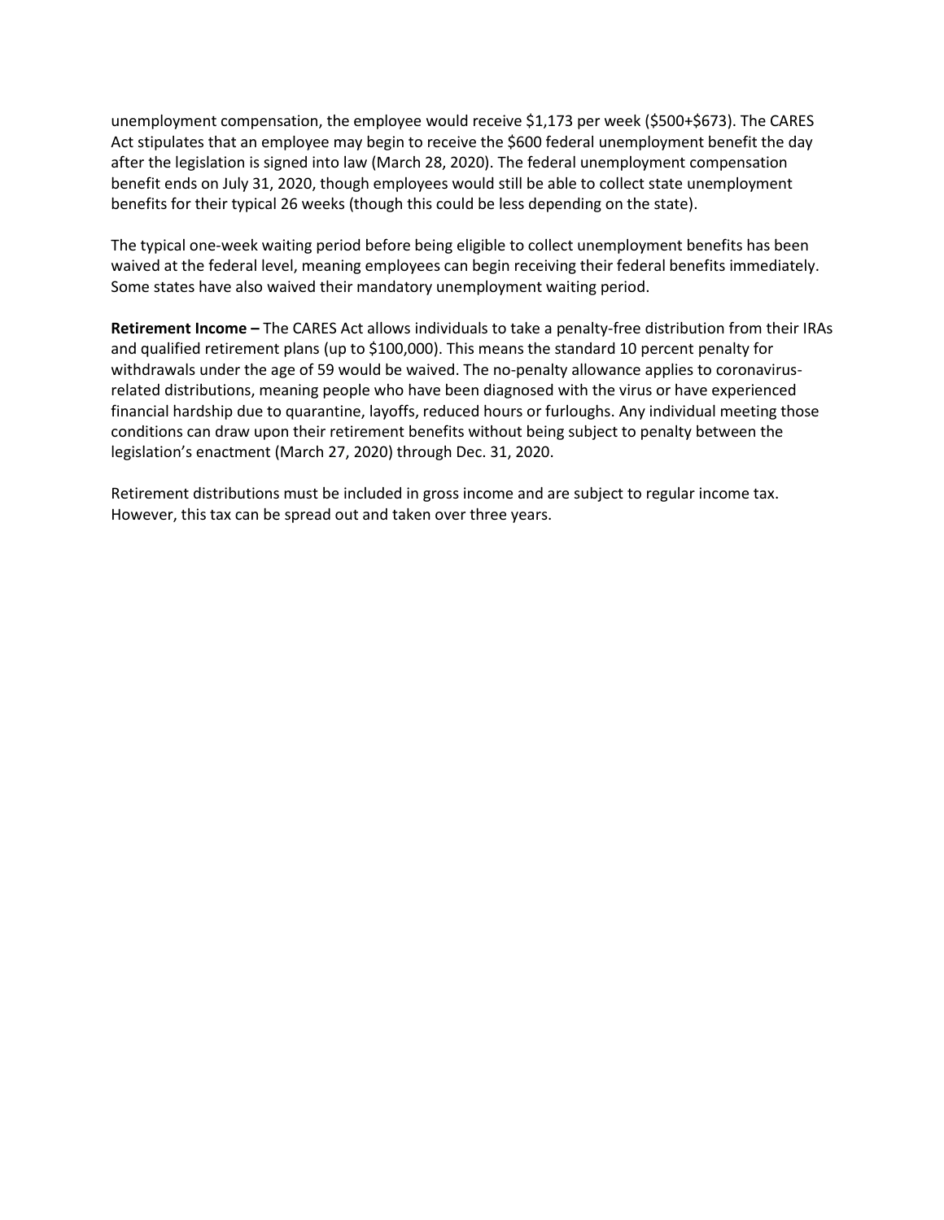unemployment compensation, the employee would receive $1,173 per week ($500+$673). The CARES Act stipulates that an employee may begin to receive the $600 federal unemployment benefit the day after the legislation is signed into law (March 28, 2020). The federal unemployment compensation benefit ends on July 31, 2020, though employees would still be able to collect state unemployment benefits for their typical 26 weeks (though this could be less depending on the state).

The typical one-week waiting period before being eligible to collect unemployment benefits has been waived at the federal level, meaning employees can begin receiving their federal benefits immediately. Some states have also waived their mandatory unemployment waiting period.

**Retirement Income –** The CARES Act allows individuals to take a penalty-free distribution from their IRAs and qualified retirement plans (up to $100,000). This means the standard 10 percent penalty for withdrawals under the age of 59 would be waived. The no-penalty allowance applies to coronavirus-related distributions, meaning people who have been diagnosed with the virus or have experienced financial hardship due to quarantine, layoffs, reduced hours or furloughs. Any individual meeting those conditions can draw upon their retirement benefits without being subject to penalty between the legislation's enactment (March 27, 2020) through Dec. 31, 2020.

Retirement distributions must be included in gross income and are subject to regular income tax. However, this tax can be spread out and taken over three years.